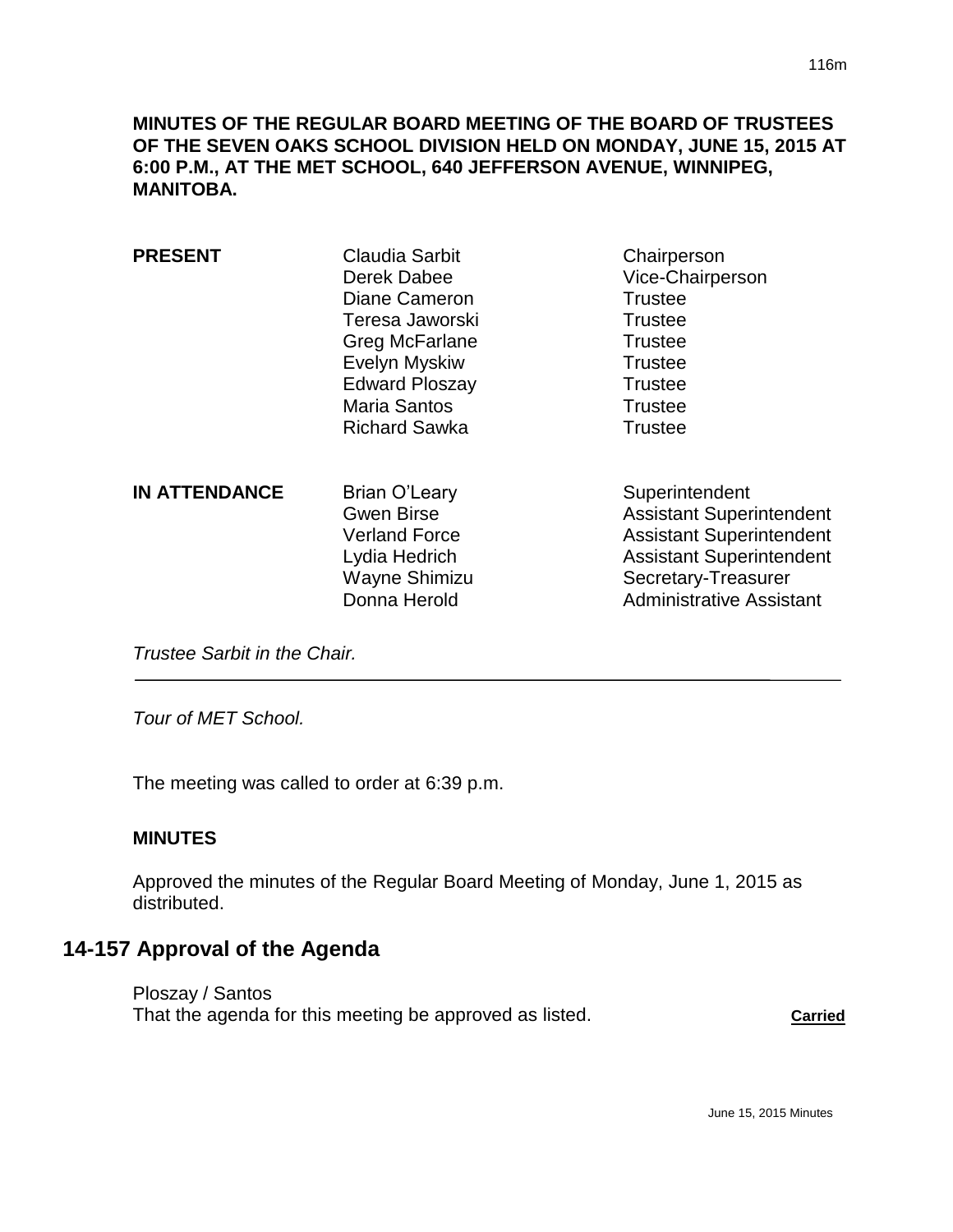**MINUTES OF THE REGULAR BOARD MEETING OF THE BOARD OF TRUSTEES OF THE SEVEN OAKS SCHOOL DIVISION HELD ON MONDAY, JUNE 15, 2015 AT 6:00 P.M., AT THE MET SCHOOL, 640 JEFFERSON AVENUE, WINNIPEG, MANITOBA.**

| | | |
|---|---|---|
| **PRESENT** | Claudia Sarbit | Chairperson |
| | Derek Dabee | Vice-Chairperson |
| | Diane Cameron | Trustee |
| | Teresa Jaworski | Trustee |
| | Greg McFarlane | Trustee |
| | Evelyn Myskiw | Trustee |
| | Edward Ploszay | Trustee |
| | Maria Santos | Trustee |
| | Richard Sawka | Trustee |
| **IN ATTENDANCE** | Brian O'Leary | Superintendent |
| | Gwen Birse | Assistant Superintendent |
| | Verland Force | Assistant Superintendent |
| | Lydia Hedrich | Assistant Superintendent |
| | Wayne Shimizu | Secretary-Treasurer |
| | Donna Herold | Administrative Assistant |

*Trustee Sarbit in the Chair.*

---

*Tour of MET School.*

The meeting was called to order at 6:39 p.m.

**MINUTES**

Approved the minutes of the Regular Board Meeting of Monday, June 1, 2015 as distributed.

## 14-157 Approval of the Agenda

Ploszay / Santos
That the agenda for this meeting be approved as listed. **Carried**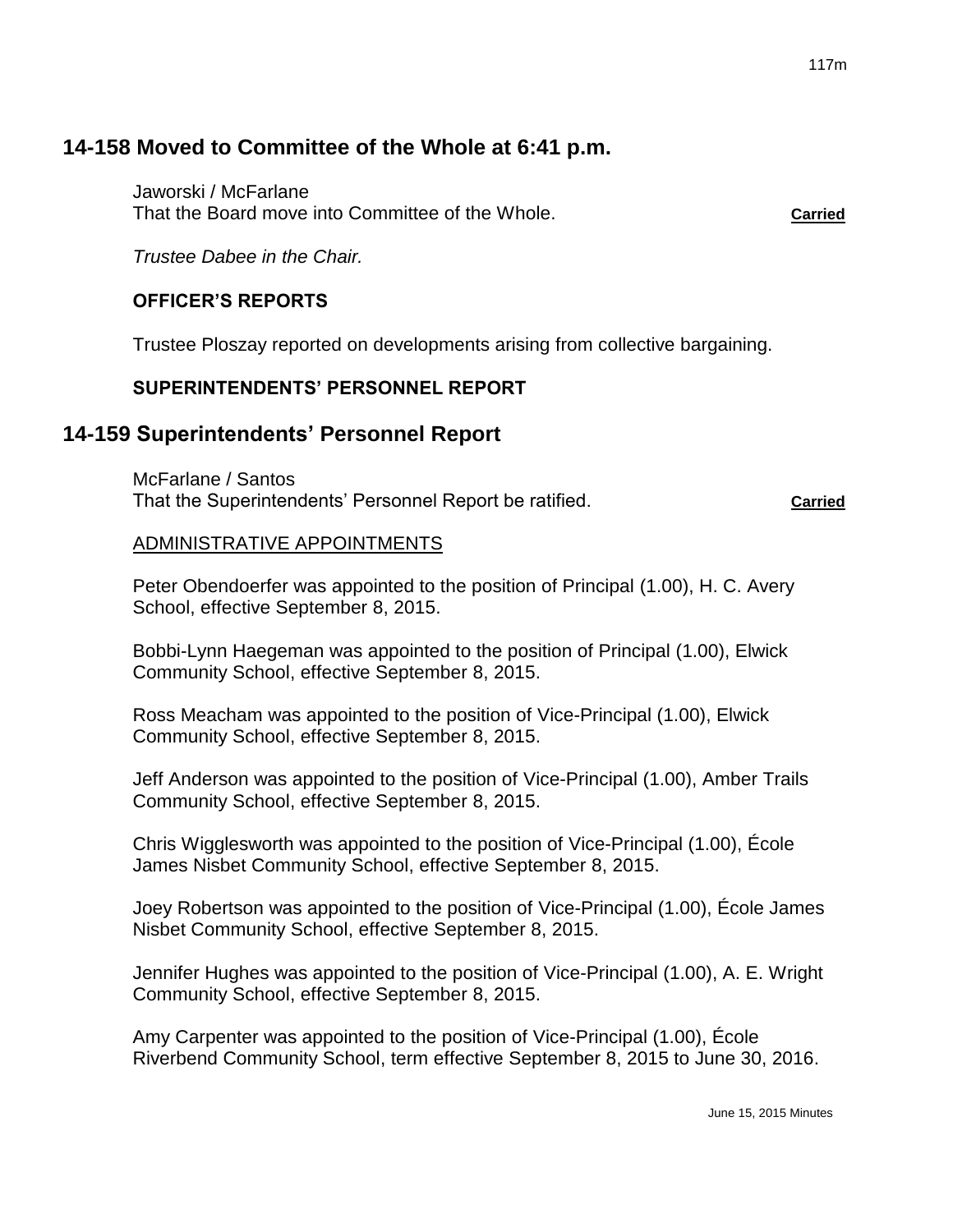## 14-158 Moved to Committee of the Whole at 6:41 p.m.

Jaworski / McFarlane
That the Board move into Committee of the Whole. **Carried**

*Trustee Dabee in the Chair.*

### OFFICER'S REPORTS

Trustee Ploszay reported on developments arising from collective bargaining.

### SUPERINTENDENTS' PERSONNEL REPORT

## 14-159 Superintendents' Personnel Report

McFarlane / Santos
That the Superintendents' Personnel Report be ratified. **Carried**

ADMINISTRATIVE APPOINTMENTS

Peter Obendoerfer was appointed to the position of Principal (1.00), H. C. Avery School, effective September 8, 2015.

Bobbi-Lynn Haegeman was appointed to the position of Principal (1.00), Elwick Community School, effective September 8, 2015.

Ross Meacham was appointed to the position of Vice-Principal (1.00), Elwick Community School, effective September 8, 2015.

Jeff Anderson was appointed to the position of Vice-Principal (1.00), Amber Trails Community School, effective September 8, 2015.

Chris Wigglesworth was appointed to the position of Vice-Principal (1.00), École James Nisbet Community School, effective September 8, 2015.

Joey Robertson was appointed to the position of Vice-Principal (1.00), École James Nisbet Community School, effective September 8, 2015.

Jennifer Hughes was appointed to the position of Vice-Principal (1.00), A. E. Wright Community School, effective September 8, 2015.

Amy Carpenter was appointed to the position of Vice-Principal (1.00), École Riverbend Community School, term effective September 8, 2015 to June 30, 2016.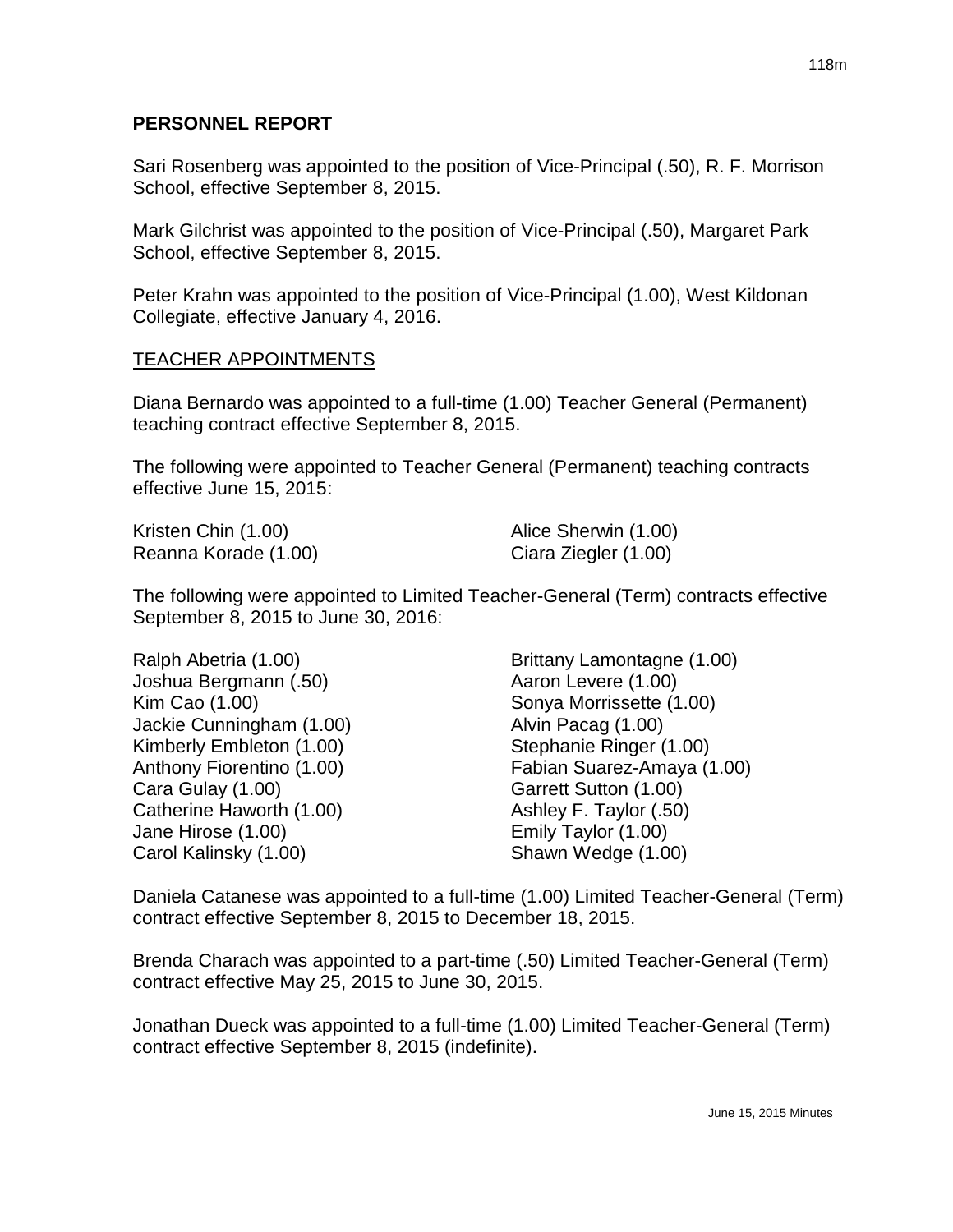## PERSONNEL REPORT

Sari Rosenberg was appointed to the position of Vice-Principal (.50), R. F. Morrison School, effective September 8, 2015.

Mark Gilchrist was appointed to the position of Vice-Principal (.50), Margaret Park School, effective September 8, 2015.

Peter Krahn was appointed to the position of Vice-Principal (1.00), West Kildonan Collegiate, effective January 4, 2016.

### TEACHER APPOINTMENTS

Diana Bernardo was appointed to a full-time (1.00) Teacher General (Permanent) teaching contract effective September 8, 2015.

The following were appointed to Teacher General (Permanent) teaching contracts effective June 15, 2015:

Kristen Chin (1.00)
Reanna Korade (1.00)
Alice Sherwin (1.00)
Ciara Ziegler (1.00)

The following were appointed to Limited Teacher-General (Term) contracts effective September 8, 2015 to June 30, 2016:

Ralph Abetria (1.00)
Joshua Bergmann (.50)
Kim Cao (1.00)
Jackie Cunningham (1.00)
Kimberly Embleton (1.00)
Anthony Fiorentino (1.00)
Cara Gulay (1.00)
Catherine Haworth (1.00)
Jane Hirose (1.00)
Carol Kalinsky (1.00)
Brittany Lamontagne (1.00)
Aaron Levere (1.00)
Sonya Morrissette (1.00)
Alvin Pacag (1.00)
Stephanie Ringer (1.00)
Fabian Suarez-Amaya (1.00)
Garrett Sutton (1.00)
Ashley F. Taylor (.50)
Emily Taylor (1.00)
Shawn Wedge (1.00)

Daniela Catanese was appointed to a full-time (1.00) Limited Teacher-General (Term) contract effective September 8, 2015 to December 18, 2015.

Brenda Charach was appointed to a part-time (.50) Limited Teacher-General (Term) contract effective May 25, 2015 to June 30, 2015.

Jonathan Dueck was appointed to a full-time (1.00) Limited Teacher-General (Term) contract effective September 8, 2015 (indefinite).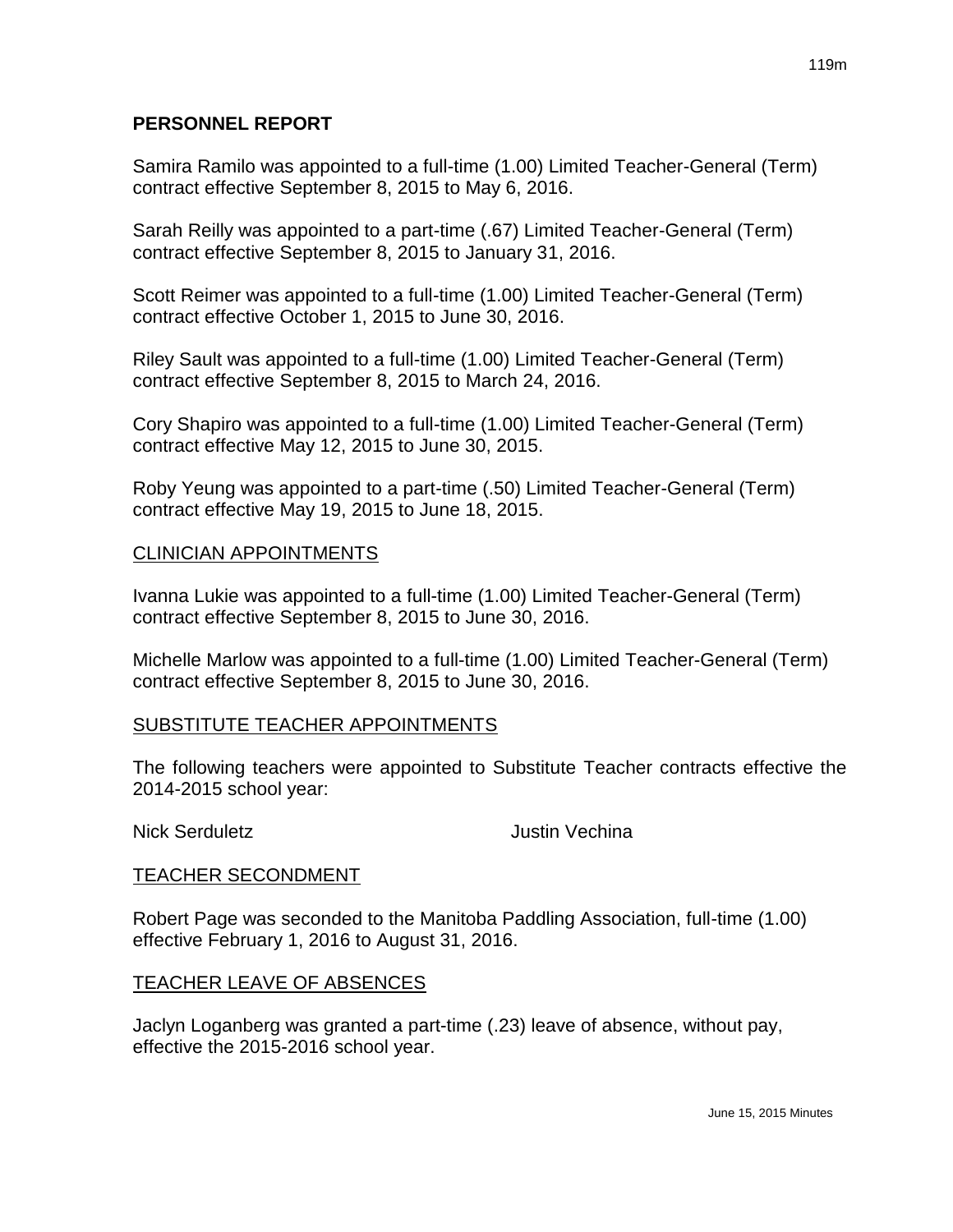## PERSONNEL REPORT

Samira Ramilo was appointed to a full-time (1.00) Limited Teacher-General (Term) contract effective September 8, 2015 to May 6, 2016.

Sarah Reilly was appointed to a part-time (.67) Limited Teacher-General (Term) contract effective September 8, 2015 to January 31, 2016.

Scott Reimer was appointed to a full-time (1.00) Limited Teacher-General (Term) contract effective October 1, 2015 to June 30, 2016.

Riley Sault was appointed to a full-time (1.00) Limited Teacher-General (Term) contract effective September 8, 2015 to March 24, 2016.

Cory Shapiro was appointed to a full-time (1.00) Limited Teacher-General (Term) contract effective May 12, 2015 to June 30, 2015.

Roby Yeung was appointed to a part-time (.50) Limited Teacher-General (Term) contract effective May 19, 2015 to June 18, 2015.

### CLINICIAN APPOINTMENTS

Ivanna Lukie was appointed to a full-time (1.00) Limited Teacher-General (Term) contract effective September 8, 2015 to June 30, 2016.

Michelle Marlow was appointed to a full-time (1.00) Limited Teacher-General (Term) contract effective September 8, 2015 to June 30, 2016.

### SUBSTITUTE TEACHER APPOINTMENTS

The following teachers were appointed to Substitute Teacher contracts effective the 2014-2015 school year:

Nick Serduletz

Justin Vechina

### TEACHER SECONDMENT

Robert Page was seconded to the Manitoba Paddling Association, full-time (1.00) effective February 1, 2016 to August 31, 2016.

### TEACHER LEAVE OF ABSENCES

Jaclyn Loganberg was granted a part-time (.23) leave of absence, without pay, effective the 2015-2016 school year.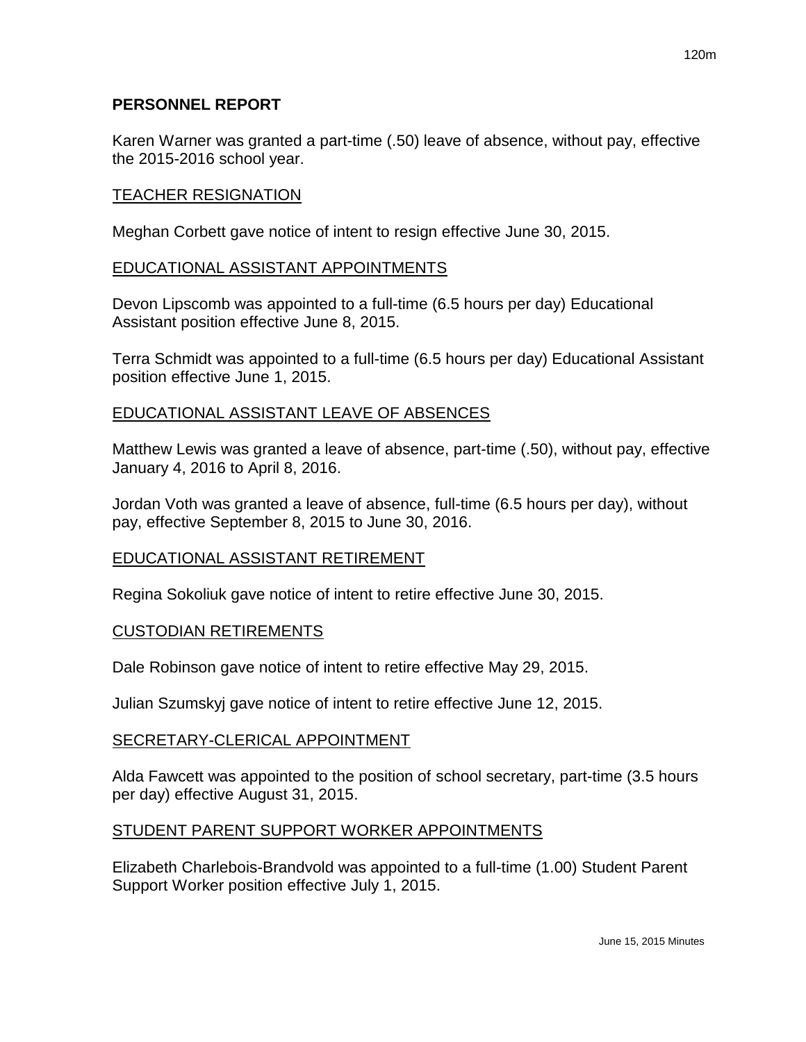## PERSONNEL REPORT

Karen Warner was granted a part-time (.50) leave of absence, without pay, effective the 2015-2016 school year.

### TEACHER RESIGNATION

Meghan Corbett gave notice of intent to resign effective June 30, 2015.

### EDUCATIONAL ASSISTANT APPOINTMENTS

Devon Lipscomb was appointed to a full-time (6.5 hours per day) Educational Assistant position effective June 8, 2015.

Terra Schmidt was appointed to a full-time (6.5 hours per day) Educational Assistant position effective June 1, 2015.

### EDUCATIONAL ASSISTANT LEAVE OF ABSENCES

Matthew Lewis was granted a leave of absence, part-time (.50), without pay, effective January 4, 2016 to April 8, 2016.

Jordan Voth was granted a leave of absence, full-time (6.5 hours per day), without pay, effective September 8, 2015 to June 30, 2016.

### EDUCATIONAL ASSISTANT RETIREMENT

Regina Sokoliuk gave notice of intent to retire effective June 30, 2015.

### CUSTODIAN RETIREMENTS

Dale Robinson gave notice of intent to retire effective May 29, 2015.

Julian Szumskyj gave notice of intent to retire effective June 12, 2015.

### SECRETARY-CLERICAL APPOINTMENT

Alda Fawcett was appointed to the position of school secretary, part-time (3.5 hours per day) effective August 31, 2015.

### STUDENT PARENT SUPPORT WORKER APPOINTMENTS

Elizabeth Charlebois-Brandvold was appointed to a full-time (1.00) Student Parent Support Worker position effective July 1, 2015.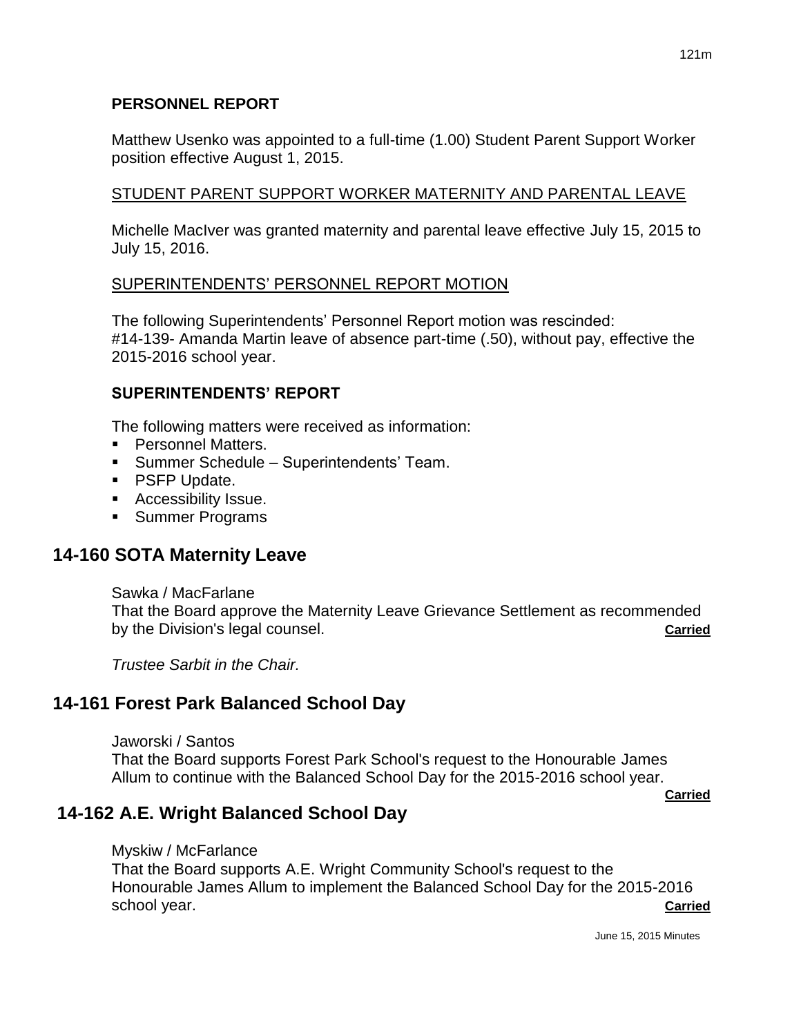**PERSONNEL REPORT**

Matthew Usenko was appointed to a full-time (1.00) Student Parent Support Worker position effective August 1, 2015.

STUDENT PARENT SUPPORT WORKER MATERNITY AND PARENTAL LEAVE

Michelle MacIver was granted maternity and parental leave effective July 15, 2015 to July 15, 2016.

SUPERINTENDENTS' PERSONNEL REPORT MOTION

The following Superintendents' Personnel Report motion was rescinded:
#14-139- Amanda Martin leave of absence part-time (.50), without pay, effective the 2015-2016 school year.

**SUPERINTENDENTS' REPORT**

The following matters were received as information:

- Personnel Matters.
- Summer Schedule – Superintendents' Team.
- PSFP Update.
- Accessibility Issue.
- Summer Programs

## 14-160 SOTA Maternity Leave

Sawka / MacFarlane
That the Board approve the Maternity Leave Grievance Settlement as recommended by the Division's legal counsel. **Carried**

*Trustee Sarbit in the Chair.*

## 14-161 Forest Park Balanced School Day

Jaworski / Santos
That the Board supports Forest Park School's request to the Honourable James Allum to continue with the Balanced School Day for the 2015-2016 school year. **Carried**

## 14-162 A.E. Wright Balanced School Day

Myskiw / McFarlance
That the Board supports A.E. Wright Community School's request to the Honourable James Allum to implement the Balanced School Day for the 2015-2016 school year. **Carried**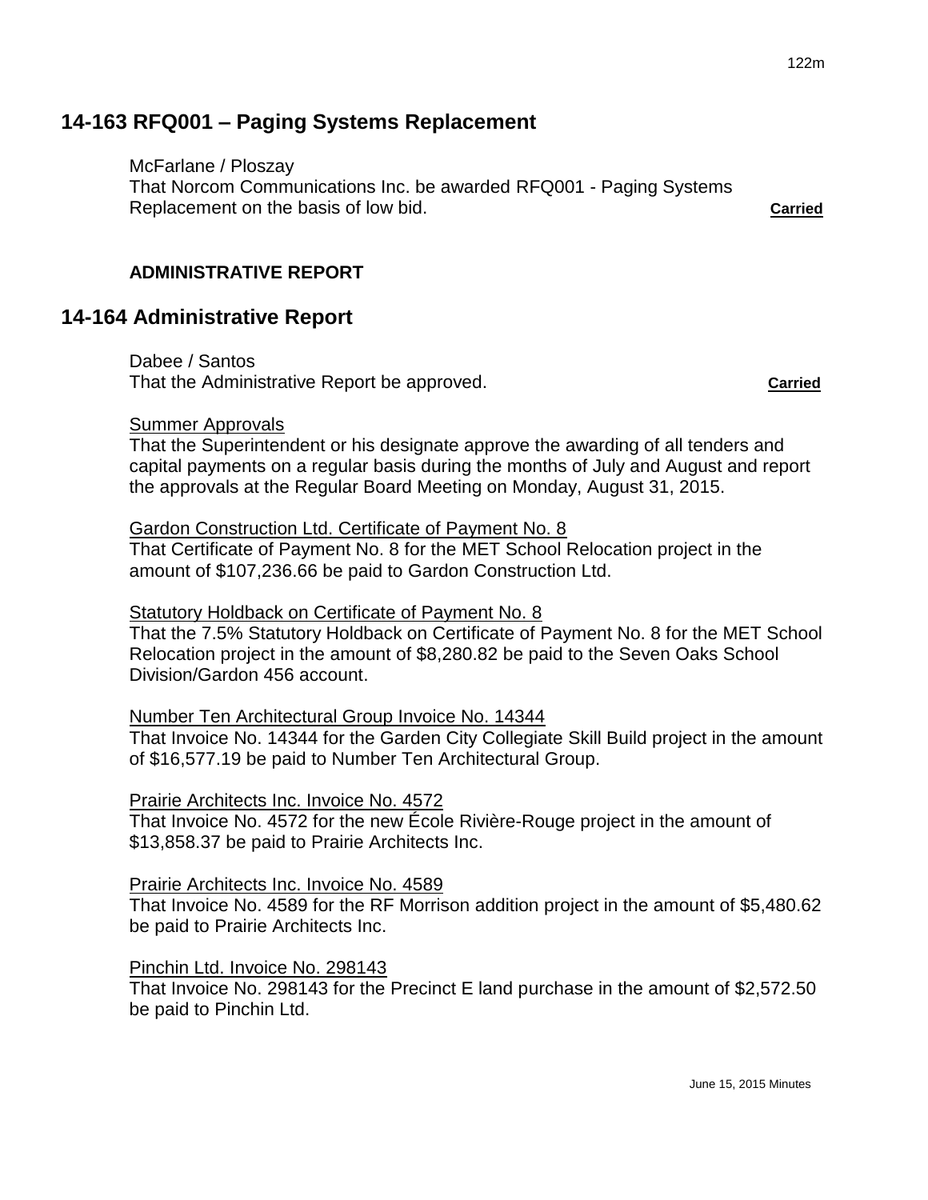## 14-163 RFQ001 – Paging Systems Replacement

McFarlane / Ploszay
That Norcom Communications Inc. be awarded RFQ001 - Paging Systems Replacement on the basis of low bid. **Carried**

**ADMINISTRATIVE REPORT**

## 14-164 Administrative Report

Dabee / Santos
That the Administrative Report be approved. **Carried**

Summer Approvals
That the Superintendent or his designate approve the awarding of all tenders and capital payments on a regular basis during the months of July and August and report the approvals at the Regular Board Meeting on Monday, August 31, 2015.

Gardon Construction Ltd. Certificate of Payment No. 8
That Certificate of Payment No. 8 for the MET School Relocation project in the amount of $107,236.66 be paid to Gardon Construction Ltd.

Statutory Holdback on Certificate of Payment No. 8
That the 7.5% Statutory Holdback on Certificate of Payment No. 8 for the MET School Relocation project in the amount of $8,280.82 be paid to the Seven Oaks School Division/Gardon 456 account.

Number Ten Architectural Group Invoice No. 14344
That Invoice No. 14344 for the Garden City Collegiate Skill Build project in the amount of $16,577.19 be paid to Number Ten Architectural Group.

Prairie Architects Inc. Invoice No. 4572
That Invoice No. 4572 for the new École Rivière-Rouge project in the amount of $13,858.37 be paid to Prairie Architects Inc.

Prairie Architects Inc. Invoice No. 4589
That Invoice No. 4589 for the RF Morrison addition project in the amount of $5,480.62 be paid to Prairie Architects Inc.

Pinchin Ltd. Invoice No. 298143
That Invoice No. 298143 for the Precinct E land purchase in the amount of $2,572.50 be paid to Pinchin Ltd.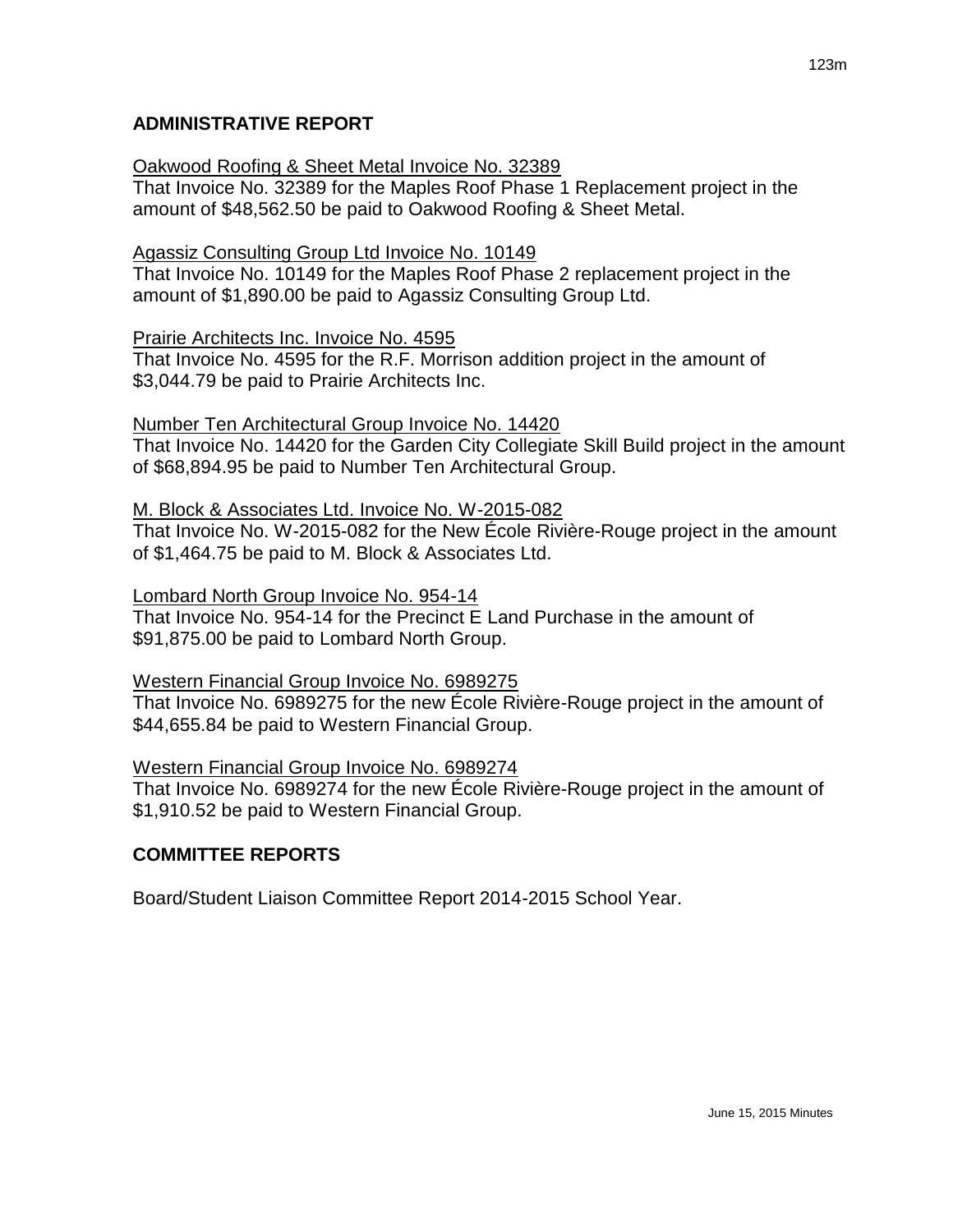## ADMINISTRATIVE REPORT

<u>Oakwood Roofing & Sheet Metal Invoice No. 32389</u>
That Invoice No. 32389 for the Maples Roof Phase 1 Replacement project in the amount of $48,562.50 be paid to Oakwood Roofing & Sheet Metal.

<u>Agassiz Consulting Group Ltd Invoice No. 10149</u>
That Invoice No. 10149 for the Maples Roof Phase 2 replacement project in the amount of $1,890.00 be paid to Agassiz Consulting Group Ltd.

<u>Prairie Architects Inc. Invoice No. 4595</u>
That Invoice No. 4595 for the R.F. Morrison addition project in the amount of $3,044.79 be paid to Prairie Architects Inc.

<u>Number Ten Architectural Group Invoice No. 14420</u>
That Invoice No. 14420 for the Garden City Collegiate Skill Build project in the amount of $68,894.95 be paid to Number Ten Architectural Group.

<u>M. Block & Associates Ltd. Invoice No. W-2015-082</u>
That Invoice No. W-2015-082 for the New École Rivière-Rouge project in the amount of $1,464.75 be paid to M. Block & Associates Ltd.

<u>Lombard North Group Invoice No. 954-14</u>
That Invoice No. 954-14 for the Precinct E Land Purchase in the amount of $91,875.00 be paid to Lombard North Group.

<u>Western Financial Group Invoice No. 6989275</u>
That Invoice No. 6989275 for the new École Rivière-Rouge project in the amount of $44,655.84 be paid to Western Financial Group.

<u>Western Financial Group Invoice No. 6989274</u>
That Invoice No. 6989274 for the new École Rivière-Rouge project in the amount of $1,910.52 be paid to Western Financial Group.

## COMMITTEE REPORTS

Board/Student Liaison Committee Report 2014-2015 School Year.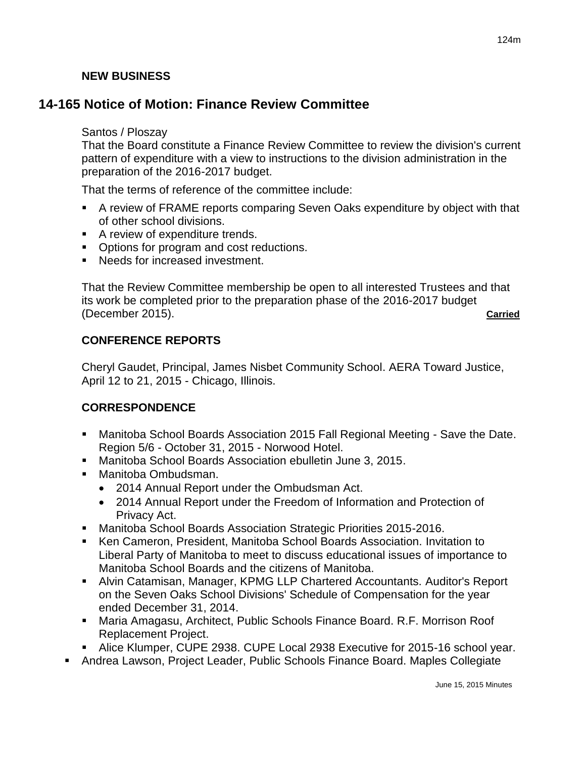### NEW BUSINESS

## 14-165 Notice of Motion: Finance Review Committee

Santos / Ploszay
That the Board constitute a Finance Review Committee to review the division's current pattern of expenditure with a view to instructions to the division administration in the preparation of the 2016-2017 budget.

That the terms of reference of the committee include:

- A review of FRAME reports comparing Seven Oaks expenditure by object with that of other school divisions.
- A review of expenditure trends.
- Options for program and cost reductions.
- Needs for increased investment.

That the Review Committee membership be open to all interested Trustees and that its work be completed prior to the preparation phase of the 2016-2017 budget (December 2015). **Carried**

### CONFERENCE REPORTS

Cheryl Gaudet, Principal, James Nisbet Community School. AERA Toward Justice, April 12 to 21, 2015 - Chicago, Illinois.

### CORRESPONDENCE

- Manitoba School Boards Association 2015 Fall Regional Meeting - Save the Date. Region 5/6 - October 31, 2015 - Norwood Hotel.
- Manitoba School Boards Association ebulletin June 3, 2015.
- Manitoba Ombudsman.
  - 2014 Annual Report under the Ombudsman Act.
  - 2014 Annual Report under the Freedom of Information and Protection of Privacy Act.
- Manitoba School Boards Association Strategic Priorities 2015-2016.
- Ken Cameron, President, Manitoba School Boards Association. Invitation to Liberal Party of Manitoba to meet to discuss educational issues of importance to Manitoba School Boards and the citizens of Manitoba.
- Alvin Catamisan, Manager, KPMG LLP Chartered Accountants. Auditor's Report on the Seven Oaks School Divisions' Schedule of Compensation for the year ended December 31, 2014.
- Maria Amagasu, Architect, Public Schools Finance Board. R.F. Morrison Roof Replacement Project.
- Alice Klumper, CUPE 2938. CUPE Local 2938 Executive for 2015-16 school year.
- Andrea Lawson, Project Leader, Public Schools Finance Board. Maples Collegiate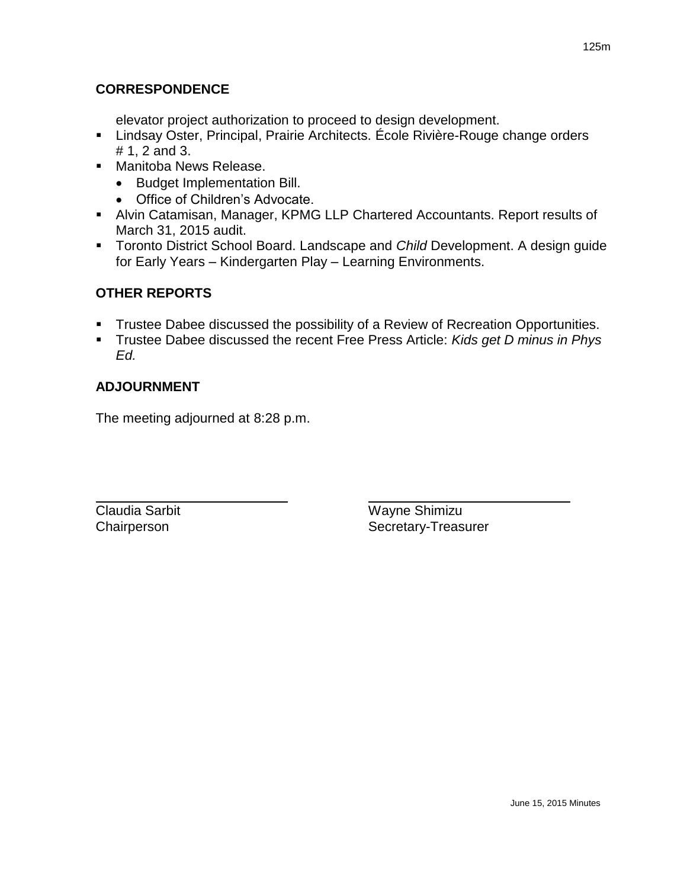## CORRESPONDENCE

elevator project authorization to proceed to design development.

- Lindsay Oster, Principal, Prairie Architects. École Rivière-Rouge change orders # 1, 2 and 3.
- Manitoba News Release.
  - Budget Implementation Bill.
  - Office of Children's Advocate.
- Alvin Catamisan, Manager, KPMG LLP Chartered Accountants. Report results of March 31, 2015 audit.
- Toronto District School Board. Landscape and *Child* Development. A design guide for Early Years – Kindergarten Play – Learning Environments.

## OTHER REPORTS

- Trustee Dabee discussed the possibility of a Review of Recreation Opportunities.
- Trustee Dabee discussed the recent Free Press Article: *Kids get D minus in Phys Ed.*

## ADJOURNMENT

The meeting adjourned at 8:28 p.m.

Claudia Sarbit
Chairperson

Wayne Shimizu
Secretary-Treasurer